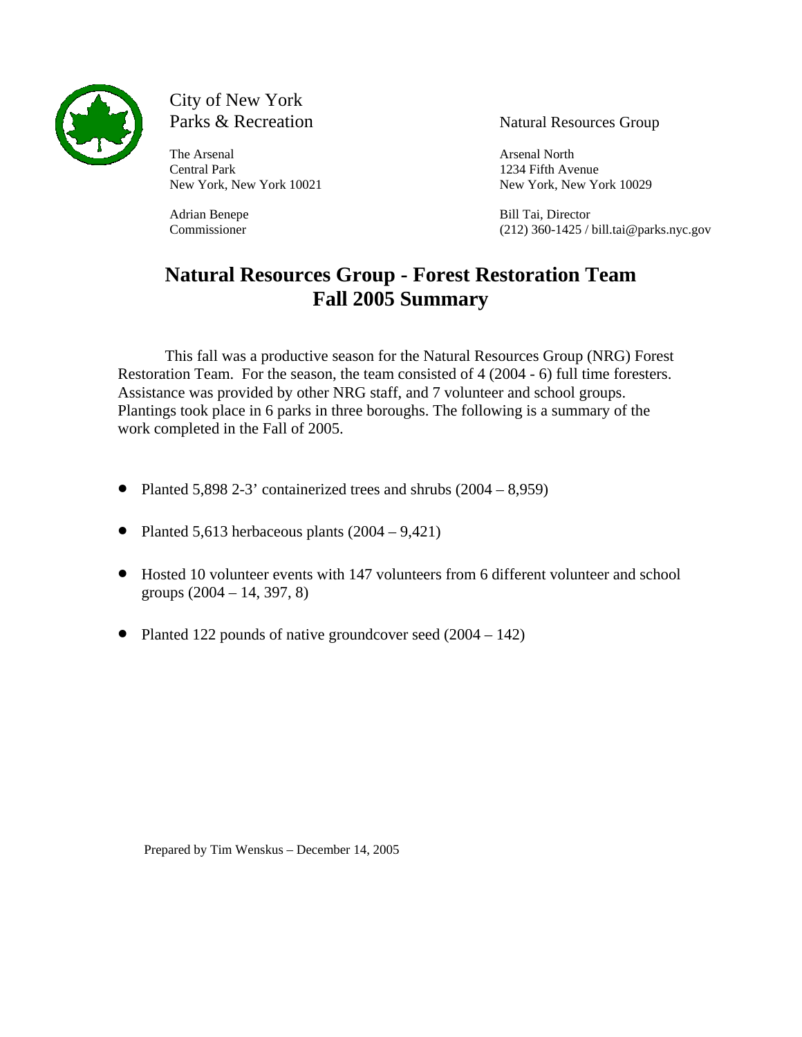City of New York
Parks & Recreation

The Arsenal
Central Park
New York, New York 10021

Adrian Benepe
Commissioner

Natural Resources Group

Arsenal North
1234 Fifth Avenue
New York, New York 10029

Bill Tai, Director
(212) 360-1425 / bill.tai@parks.nyc.gov

# Natural Resources Group - Forest Restoration Team Fall 2005 Summary

This fall was a productive season for the Natural Resources Group (NRG) Forest Restoration Team. For the season, the team consisted of 4 (2004 - 6) full time foresters. Assistance was provided by other NRG staff, and 7 volunteer and school groups. Plantings took place in 6 parks in three boroughs. The following is a summary of the work completed in the Fall of 2005.

- Planted 5,898 2-3' containerized trees and shrubs (2004 – 8,959)
- Planted 5,613 herbaceous plants (2004 – 9,421)
- Hosted 10 volunteer events with 147 volunteers from 6 different volunteer and school groups (2004 – 14, 397, 8)
- Planted 122 pounds of native groundcover seed (2004 – 142)

Prepared by Tim Wenskus – December 14, 2005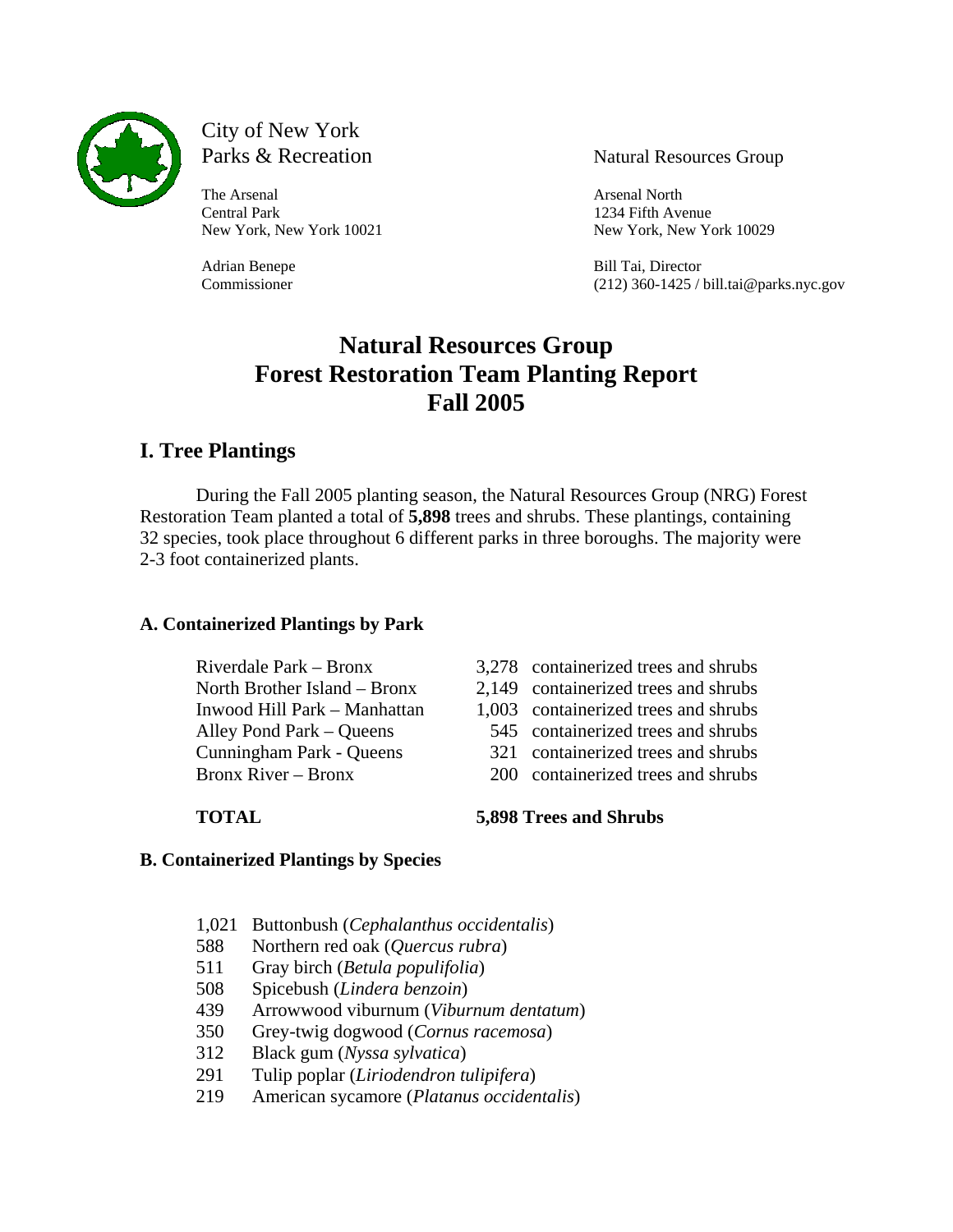City of New York
Parks & Recreation

The Arsenal
Central Park
New York, New York 10021

Adrian Benepe
Commissioner

Natural Resources Group

Arsenal North
1234 Fifth Avenue
New York, New York 10029

Bill Tai, Director
(212) 360-1425 / bill.tai@parks.nyc.gov

# Natural Resources Group
# Forest Restoration Team Planting Report
# Fall 2005

## I. Tree Plantings

During the Fall 2005 planting season, the Natural Resources Group (NRG) Forest Restoration Team planted a total of **5,898** trees and shrubs. These plantings, containing 32 species, took place throughout 6 different parks in three boroughs. The majority were 2-3 foot containerized plants.

### A. Containerized Plantings by Park

| Park | Plantings |
|---|---|
| Riverdale Park – Bronx | 3,278 containerized trees and shrubs |
| North Brother Island – Bronx | 2,149 containerized trees and shrubs |
| Inwood Hill Park – Manhattan | 1,003 containerized trees and shrubs |
| Alley Pond Park – Queens | 545 containerized trees and shrubs |
| Cunningham Park - Queens | 321 containerized trees and shrubs |
| Bronx River – Bronx | 200 containerized trees and shrubs |
| **TOTAL** | **5,898 Trees and Shrubs** |

### B. Containerized Plantings by Species

- 1,021 Buttonbush (*Cephalanthus occidentalis*)
- 588 Northern red oak (*Quercus rubra*)
- 511 Gray birch (*Betula populifolia*)
- 508 Spicebush (*Lindera benzoin*)
- 439 Arrowwood viburnum (*Viburnum dentatum*)
- 350 Grey-twig dogwood (*Cornus racemosa*)
- 312 Black gum (*Nyssa sylvatica*)
- 291 Tulip poplar (*Liriodendron tulipifera*)
- 219 American sycamore (*Platanus occidentalis*)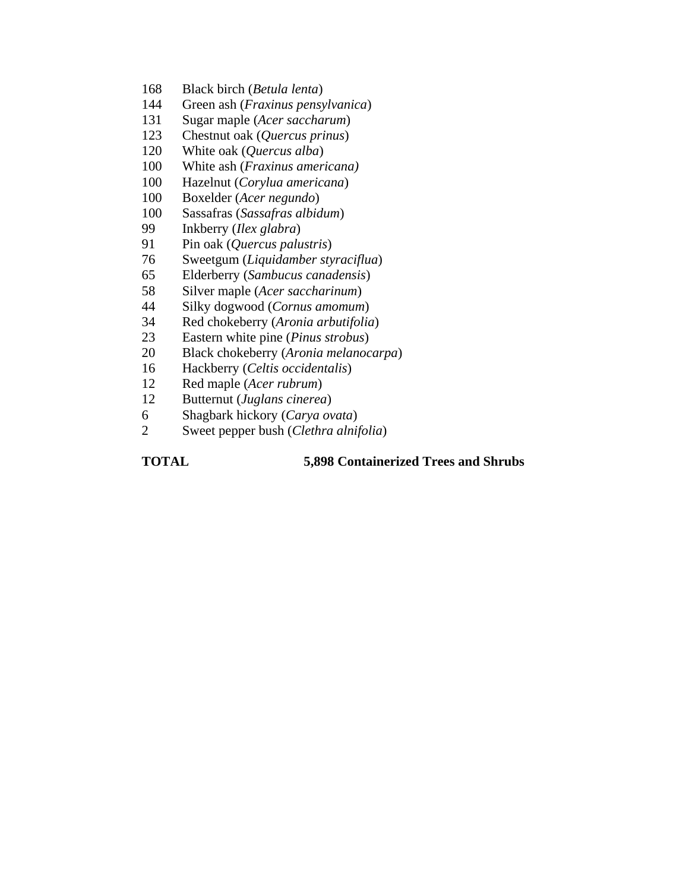168 Black birch (*Betula lenta*)
144 Green ash (*Fraxinus pensylvanica*)
131 Sugar maple (*Acer saccharum*)
123 Chestnut oak (*Quercus prinus*)
120 White oak (*Quercus alba*)
100 White ash (*Fraxinus americana)*
100 Hazelnut (*Corylua americana*)
100 Boxelder (*Acer negundo*)
100 Sassafras (*Sassafras albidum*)
99 Inkberry (*Ilex glabra*)
91 Pin oak (*Quercus palustris*)
76 Sweetgum (*Liquidamber styraciflua*)
65 Elderberry (*Sambucus canadensis*)
58 Silver maple (*Acer saccharinum*)
44 Silky dogwood (*Cornus amomum*)
34 Red chokeberry (*Aronia arbutifolia*)
23 Eastern white pine (*Pinus strobus*)
20 Black chokeberry (*Aronia melanocarpa*)
16 Hackberry (*Celtis occidentalis*)
12 Red maple (*Acer rubrum*)
12 Butternut (*Juglans cinerea*)
6 Shagbark hickory (*Carya ovata*)
2 Sweet pepper bush (*Clethra alnifolia*)

**TOTAL 5,898 Containerized Trees and Shrubs**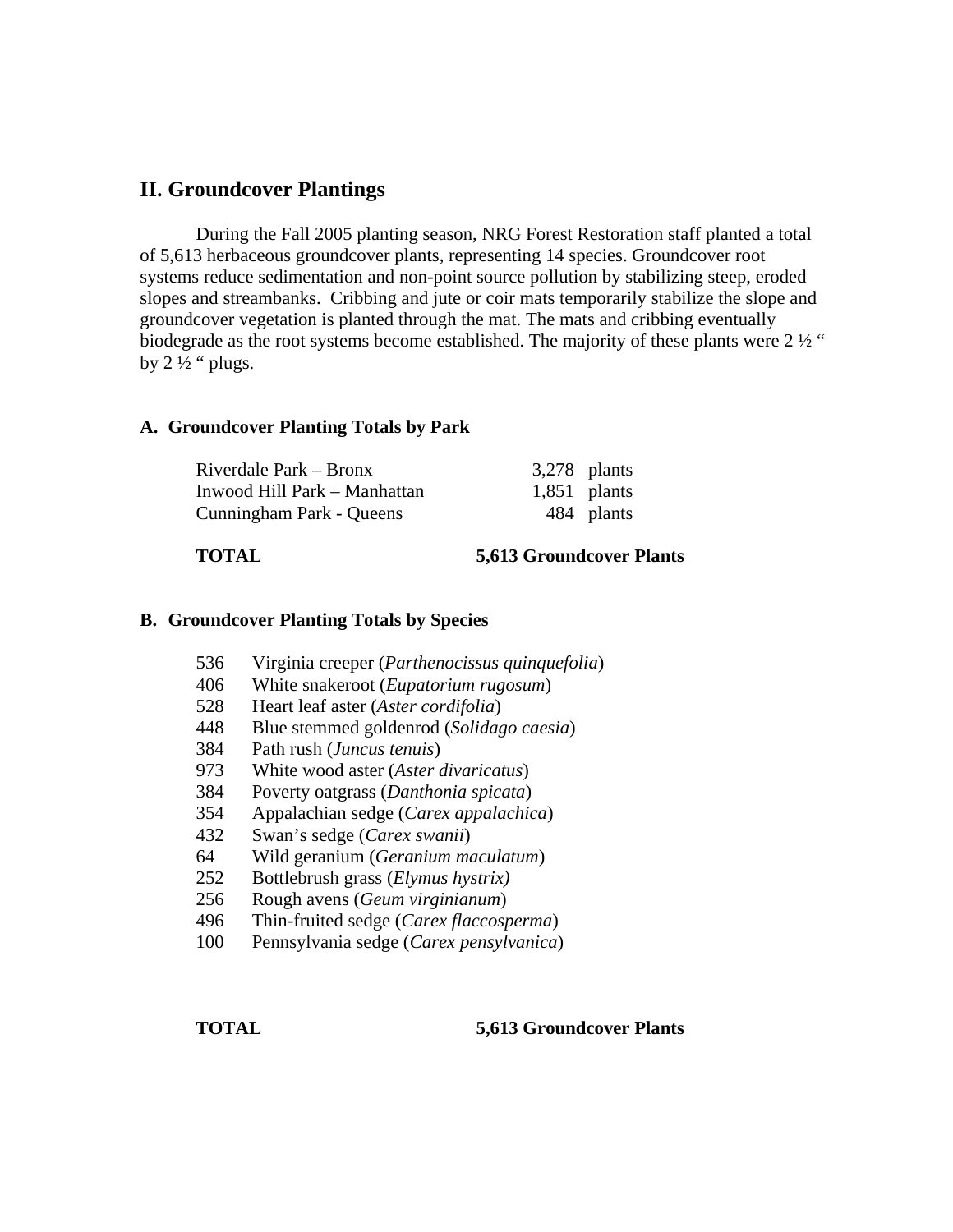## II. Groundcover Plantings

During the Fall 2005 planting season, NRG Forest Restoration staff planted a total of 5,613 herbaceous groundcover plants, representing 14 species. Groundcover root systems reduce sedimentation and non-point source pollution by stabilizing steep, eroded slopes and streambanks. Cribbing and jute or coir mats temporarily stabilize the slope and groundcover vegetation is planted through the mat. The mats and cribbing eventually biodegrade as the root systems become established. The majority of these plants were 2 ½ " by 2 ½ " plugs.

### A. Groundcover Planting Totals by Park

| | |
|---|---|
| Riverdale Park – Bronx | 3,278 plants |
| Inwood Hill Park – Manhattan | 1,851 plants |
| Cunningham Park - Queens | 484 plants |
| **TOTAL** | **5,613 Groundcover Plants** |

### B. Groundcover Planting Totals by Species

| | |
|---|---|
| 536 | Virginia creeper (*Parthenocissus quinquefolia*) |
| 406 | White snakeroot (*Eupatorium rugosum*) |
| 528 | Heart leaf aster (*Aster cordifolia*) |
| 448 | Blue stemmed goldenrod (*Solidago caesia*) |
| 384 | Path rush (*Juncus tenuis*) |
| 973 | White wood aster (*Aster divaricatus*) |
| 384 | Poverty oatgrass (*Danthonia spicata*) |
| 354 | Appalachian sedge (*Carex appalachica*) |
| 432 | Swan's sedge (*Carex swanii*) |
| 64 | Wild geranium (*Geranium maculatum*) |
| 252 | Bottlebrush grass (*Elymus hystrix)* |
| 256 | Rough avens (*Geum virginianum*) |
| 496 | Thin-fruited sedge (*Carex flaccosperma*) |
| 100 | Pennsylvania sedge (*Carex pensylvanica*) |

**TOTAL** **5,613 Groundcover Plants**